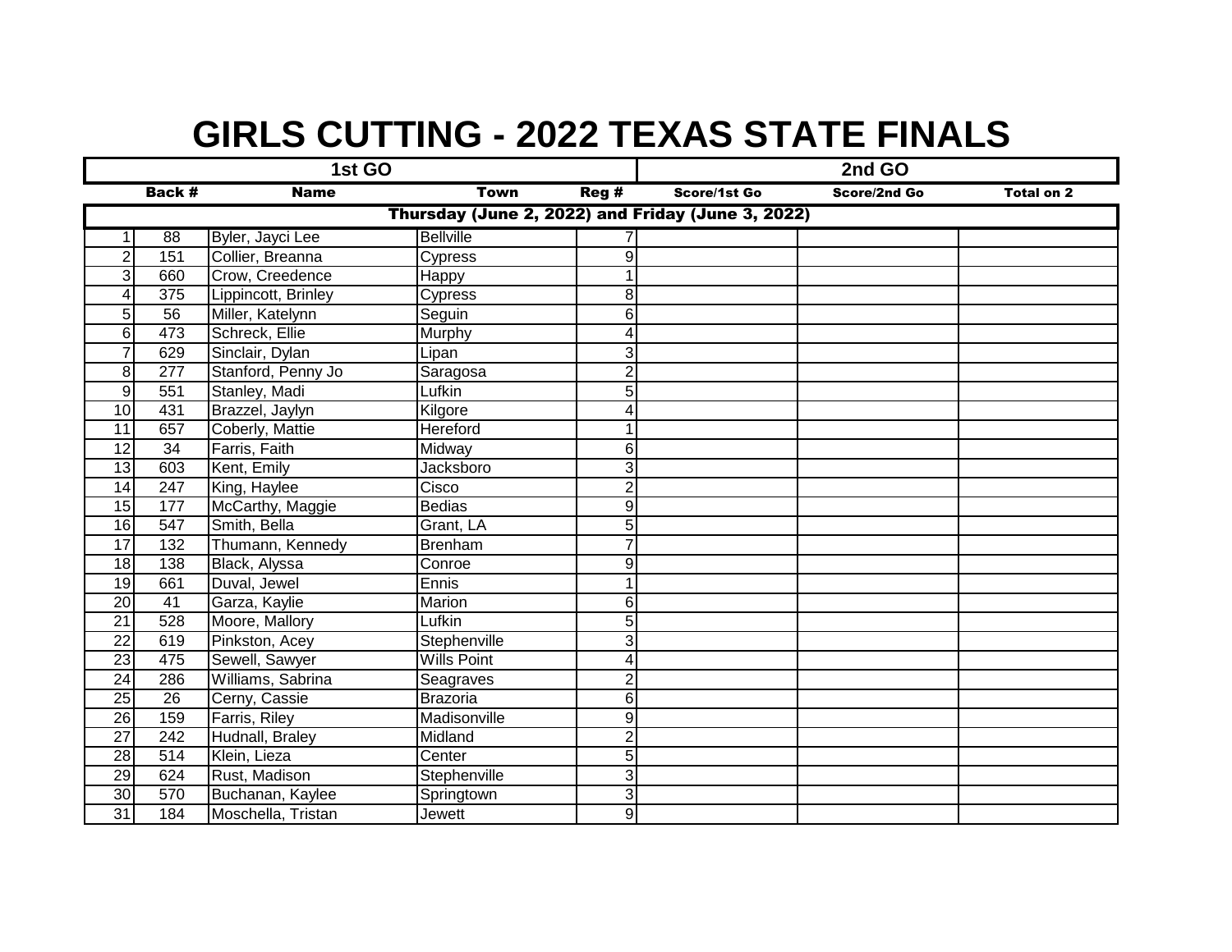# GIRLS CUTTING - 2022 TEXAS STATE FINALS

| 1st GO | | | | | 2nd GO | | |
|---|---|---|---|---|---|---|---|
| | Back # | Name | Town | Reg # | Score/1st Go | Score/2nd Go | Total on 2 |
| Thursday (June 2, 2022) and Friday (June 3, 2022) | | | | | | | |
| 1 | 88 | Byler, Jayci Lee | Bellville | 7 | | | |
| 2 | 151 | Collier, Breanna | Cypress | 9 | | | |
| 3 | 660 | Crow, Creedence | Happy | 1 | | | |
| 4 | 375 | Lippincott, Brinley | Cypress | 8 | | | |
| 5 | 56 | Miller, Katelynn | Seguin | 6 | | | |
| 6 | 473 | Schreck, Ellie | Murphy | 4 | | | |
| 7 | 629 | Sinclair, Dylan | Lipan | 3 | | | |
| 8 | 277 | Stanford, Penny Jo | Saragosa | 2 | | | |
| 9 | 551 | Stanley, Madi | Lufkin | 5 | | | |
| 10 | 431 | Brazzel, Jaylyn | Kilgore | 4 | | | |
| 11 | 657 | Coberly, Mattie | Hereford | 1 | | | |
| 12 | 34 | Farris, Faith | Midway | 6 | | | |
| 13 | 603 | Kent, Emily | Jacksboro | 3 | | | |
| 14 | 247 | King, Haylee | Cisco | 2 | | | |
| 15 | 177 | McCarthy, Maggie | Bedias | 9 | | | |
| 16 | 547 | Smith, Bella | Grant, LA | 5 | | | |
| 17 | 132 | Thumann, Kennedy | Brenham | 7 | | | |
| 18 | 138 | Black, Alyssa | Conroe | 9 | | | |
| 19 | 661 | Duval, Jewel | Ennis | 1 | | | |
| 20 | 41 | Garza, Kaylie | Marion | 6 | | | |
| 21 | 528 | Moore, Mallory | Lufkin | 5 | | | |
| 22 | 619 | Pinkston, Acey | Stephenville | 3 | | | |
| 23 | 475 | Sewell, Sawyer | Wills Point | 4 | | | |
| 24 | 286 | Williams, Sabrina | Seagraves | 2 | | | |
| 25 | 26 | Cerny, Cassie | Brazoria | 6 | | | |
| 26 | 159 | Farris, Riley | Madisonville | 9 | | | |
| 27 | 242 | Hudnall, Braley | Midland | 2 | | | |
| 28 | 514 | Klein, Lieza | Center | 5 | | | |
| 29 | 624 | Rust, Madison | Stephenville | 3 | | | |
| 30 | 570 | Buchanan, Kaylee | Springtown | 3 | | | |
| 31 | 184 | Moschella, Tristan | Jewett | 9 | | | |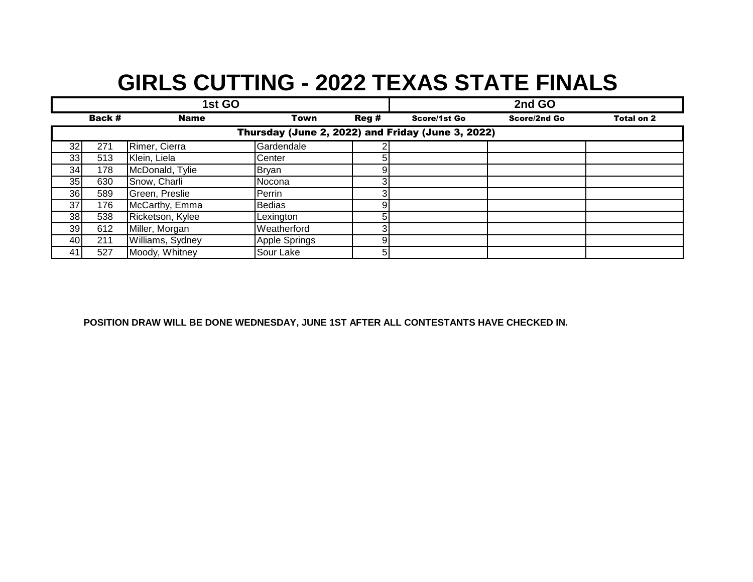# GIRLS CUTTING - 2022 TEXAS STATE FINALS

| 1st GO | | | | | 2nd GO | | |
|---|---|---|---|---|---|---|---|
| | Back # | Name | Town | Reg # | Score/1st Go | Score/2nd Go | Total on 2 |
| Thursday (June 2, 2022) and Friday (June 3, 2022) | | | | | | | |
| 32 | 271 | Rimer, Cierra | Gardendale | 2 | | | |
| 33 | 513 | Klein, Liela | Center | 5 | | | |
| 34 | 178 | McDonald, Tylie | Bryan | 9 | | | |
| 35 | 630 | Snow, Charli | Nocona | 3 | | | |
| 36 | 589 | Green, Preslie | Perrin | 3 | | | |
| 37 | 176 | McCarthy, Emma | Bedias | 9 | | | |
| 38 | 538 | Ricketson, Kylee | Lexington | 5 | | | |
| 39 | 612 | Miller, Morgan | Weatherford | 3 | | | |
| 40 | 211 | Williams, Sydney | Apple Springs | 9 | | | |
| 41 | 527 | Moody, Whitney | Sour Lake | 5 | | | |

**POSITION DRAW WILL BE DONE WEDNESDAY, JUNE 1ST AFTER ALL CONTESTANTS HAVE CHECKED IN.**